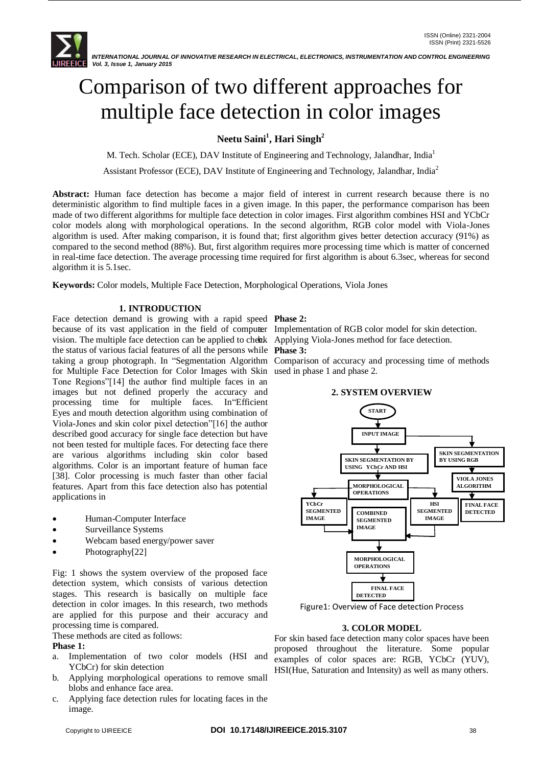# Comparison of two different approaches for multiple face detection in color images

**Neetu Saini[1], Hari Singh[2]**

M. Tech. Scholar (ECE), DAV Institute of Engineering and Technology, Jalandhar, India[1]

Assistant Professor (ECE), DAV Institute of Engineering and Technology, Jalandhar, India[2]

**Abstract:** Human face detection has become a major field of interest in current research because there is no deterministic algorithm to find multiple faces in a given image. In this paper, the performance comparison has been made of two different algorithms for multiple face detection in color images. First algorithm combines HSI and YCbCr color models along with morphological operations. In the second algorithm, RGB color model with Viola-Jones algorithm is used. After making comparison, it is found that; first algorithm gives better detection accuracy (91%) as compared to the second method (88%). But, first algorithm requires more processing time which is matter of concerned in real-time face detection. The average processing time required for first algorithm is about 6.3sec, whereas for second algorithm it is 5.1sec.

**Keywords:** Color models, Multiple Face Detection, Morphological Operations, Viola Jones

## 1. INTRODUCTION

Face detection demand is growing with a rapid speed because of its vast application in the field of computer vision. The multiple face detection can be applied to check the status of various facial features of all the persons while taking a group photograph. In "Segmentation Algorithm for Multiple Face Detection for Color Images with Skin Tone Regions"[14] the author find multiple faces in an images but not defined properly the accuracy and processing time for multiple faces. In"Efficient Eyes and mouth detection algorithm using combination of Viola-Jones and skin color pixel detection"[16] the author described good accuracy for single face detection but have not been tested for multiple faces. For detecting face there are various algorithms including skin color based algorithms. Color is an important feature of human face [38]. Color processing is much faster than other facial features. Apart from this face detection also has potential applications in

- Human-Computer Interface
- Surveillance Systems
- Webcam based energy/power saver
- Photography[22]

Fig: 1 shows the system overview of the proposed face detection system, which consists of various detection stages. This research is basically on multiple face detection in color images. In this research, two methods are applied for this purpose and their accuracy and processing time is compared.

These methods are cited as follows:

**Phase 1:**

a. Implementation of two color models (HSI and YCbCr) for skin detection
b. Applying morphological operations to remove small blobs and enhance face area.
c. Applying face detection rules for locating faces in the image.

**Phase 2:**

Implementation of RGB color model for skin detection.
Applying Viola-Jones method for face detection.

**Phase 3:**

Comparison of accuracy and processing time of methods used in phase 1 and phase 2.

## 2. SYSTEM OVERVIEW

Figure1: Overview of Face detection Process

## 3. COLOR MODEL

For skin based face detection many color spaces have been proposed throughout the literature. Some popular examples of color spaces are: RGB, YCbCr (YUV), HSI(Hue, Saturation and Intensity) as well as many others.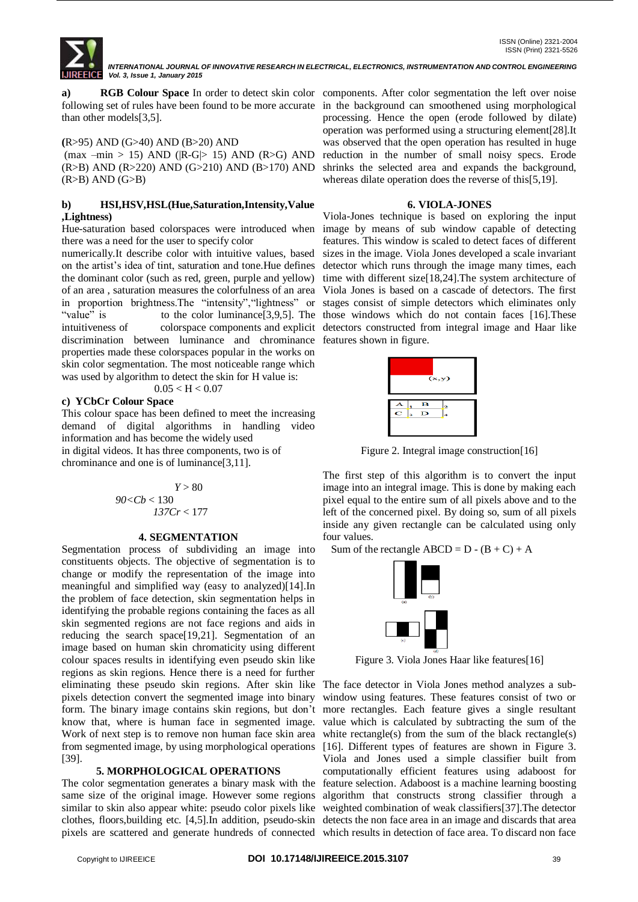**a) RGB Colour Space** In order to detect skin color following set of rules have been found to be more accurate than other models[3,5].

**(**R>95) AND (G>40) AND (B>20) AND
(max –min > 15) AND (|R-G|> 15) AND (R>G) AND (R>B) AND (R>220) AND (G>210) AND (B>170) AND (R>B) AND (G>B)

**b) HSI,HSV,HSL(Hue,Saturation,Intensity,Value ,Lightness)**

Hue-saturation based colorspaces were introduced when there was a need for the user to specify color numerically.It describe color with intuitive values, based on the artist's idea of tint, saturation and tone.Hue defines the dominant color (such as red, green, purple and yellow) of an area , saturation measures the colorfulness of an area in proportion brightness.The "intensity","lightness" or "value" is to the color luminance[3,9,5]. The intuitiveness of colorspace components and explicit discrimination between luminance and chrominance properties made these colorspaces popular in the works on skin color segmentation. The most noticeable range which was used by algorithm to detect the skin for H value is:

$$0.05 < H < 0.07$$

**c) YCbCr Colour Space**

This colour space has been defined to meet the increasing demand of digital algorithms in handling video information and has become the widely used in digital videos. It has three components, two is of chrominance and one is of luminance[3,11].

$$Y > 80$$
$$90 < Cb < 130$$
$$137 Cr < 177$$

## 4. SEGMENTATION

Segmentation process of subdividing an image into constituents objects. The objective of segmentation is to change or modify the representation of the image into meaningful and simplified way (easy to analyzed)[14].In the problem of face detection, skin segmentation helps in identifying the probable regions containing the faces as all skin segmented regions are not face regions and aids in reducing the search space[19,21]. Segmentation of an image based on human skin chromaticity using different colour spaces results in identifying even pseudo skin like regions as skin regions. Hence there is a need for further eliminating these pseudo skin regions. After skin like pixels detection convert the segmented image into binary form. The binary image contains skin regions, but don't know that, where is human face in segmented image. Work of next step is to remove non human face skin area from segmented image, by using morphological operations [39].

## 5. MORPHOLOGICAL OPERATIONS

The color segmentation generates a binary mask with the same size of the original image. However some regions similar to skin also appear white: pseudo color pixels like clothes, floors,building etc. [4,5].In addition, pseudo-skin pixels are scattered and generate hundreds of connected components. After color segmentation the left over noise in the background can smoothened using morphological processing. Hence the open (erode followed by dilate) operation was performed using a structuring element[28].It was observed that the open operation has resulted in huge reduction in the number of small noisy specs. Erode shrinks the selected area and expands the background, whereas dilate operation does the reverse of this[5,19].

## 6. VIOLA-JONES

Viola-Jones technique is based on exploring the input image by means of sub window capable of detecting features. This window is scaled to detect faces of different sizes in the image. Viola Jones developed a scale invariant detector which runs through the image many times, each time with different size[18,24].The system architecture of Viola Jones is based on a cascade of detectors. The first stages consist of simple detectors which eliminates only those windows which do not contain faces [16].These detectors constructed from integral image and Haar like features shown in figure.

Figure 2. Integral image construction[16]

The first step of this algorithm is to convert the input image into an integral image. This is done by making each pixel equal to the entire sum of all pixels above and to the left of the concerned pixel. By doing so, sum of all pixels inside any given rectangle can be calculated using only four values.

Sum of the rectangle ABCD = D - (B + C) + A

Figure 3. Viola Jones Haar like features[16]

The face detector in Viola Jones method analyzes a sub-window using features. These features consist of two or more rectangles. Each feature gives a single resultant value which is calculated by subtracting the sum of the white rectangle(s) from the sum of the black rectangle(s) [16]. Different types of features are shown in Figure 3. Viola and Jones used a simple classifier built from computationally efficient features using adaboost for feature selection. Adaboost is a machine learning boosting algorithm that constructs strong classifier through a weighted combination of weak classifiers[37].The detector detects the non face area in an image and discards that area which results in detection of face area. To discard non face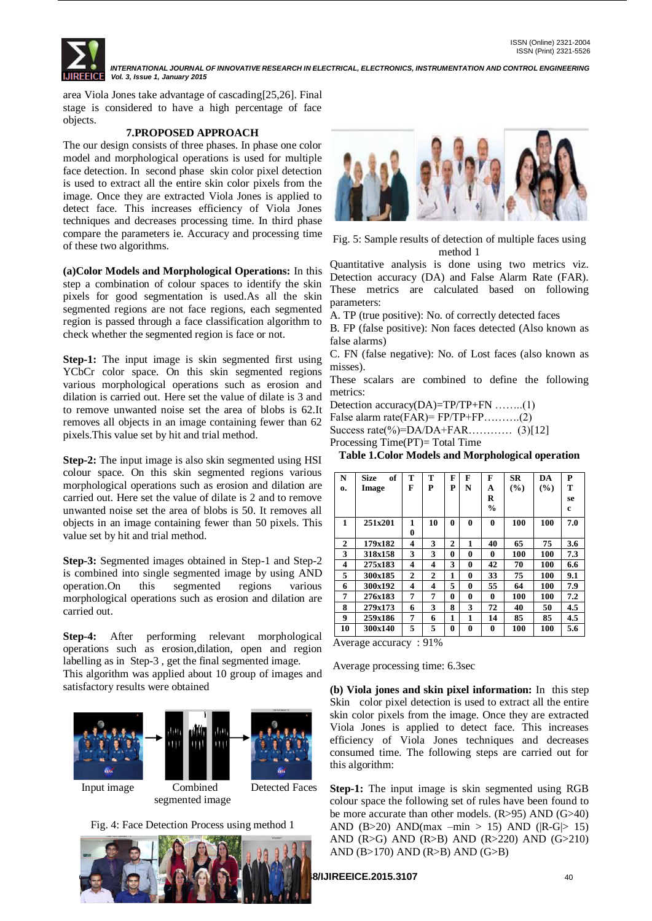area Viola Jones take advantage of cascading[25,26]. Final stage is considered to have a high percentage of face objects.

## 7.PROPOSED APPROACH

The our design consists of three phases. In phase one color model and morphological operations is used for multiple face detection. In second phase skin color pixel detection is used to extract all the entire skin color pixels from the image. Once they are extracted Viola Jones is applied to detect face. This increases efficiency of Viola Jones techniques and decreases processing time. In third phase compare the parameters ie. Accuracy and processing time of these two algorithms.

**(a)Color Models and Morphological Operations:** In this step a combination of colour spaces to identify the skin pixels for good segmentation is used.As all the skin segmented regions are not face regions, each segmented region is passed through a face classification algorithm to check whether the segmented region is face or not.

**Step-1:** The input image is skin segmented first using YCbCr color space. On this skin segmented regions various morphological operations such as erosion and dilation is carried out. Here set the value of dilate is 3 and to remove unwanted noise set the area of blobs is 62.It removes all objects in an image containing fewer than 62 pixels.This value set by hit and trial method.

**Step-2:** The input image is also skin segmented using HSI colour space. On this skin segmented regions various morphological operations such as erosion and dilation are carried out. Here set the value of dilate is 2 and to remove unwanted noise set the area of blobs is 50. It removes all objects in an image containing fewer than 50 pixels. This value set by hit and trial method.

**Step-3:** Segmented images obtained in Step-1 and Step-2 is combined into single segmented image by using AND operation.On this segmented regions various morphological operations such as erosion and dilation are carried out.

**Step-4:** After performing relevant morphological operations such as erosion,dilation, open and region labelling as in Step-3 , get the final segmented image.

This algorithm was applied about 10 group of images and satisfactory results were obtained

Input image → Combined segmented image → Detected Faces

Fig. 4: Face Detection Process using method 1

Fig. 5: Sample results of detection of multiple faces using method 1

Quantitative analysis is done using two metrics viz. Detection accuracy (DA) and False Alarm Rate (FAR). These metrics are calculated based on following parameters:

A. TP (true positive): No. of correctly detected faces

B. FP (false positive): Non faces detected (Also known as false alarms)

C. FN (false negative): No. of Lost faces (also known as misses).

These scalars are combined to define the following metrics:

Detection accuracy(DA)=TP/TP+FN ……..(1)

False alarm rate(FAR)= FP/TP+FP……….(2)

Success rate(%)=DA/DA+FAR………… (3)[12]

Processing Time(PT)= Total Time

**Table 1.Color Models and Morphological operation**

| No. | Size of Image | TF | TP | FP | FN | FAR % | SR (%) | DA (%) | PT sec |
|---|---|---|---|---|---|---|---|---|---|
| 1 | 251x201 | 10 | 10 | 0 | 0 | 0 | 100 | 100 | 7.0 |
| 2 | 179x182 | 4 | 3 | 2 | 1 | 40 | 65 | 75 | 3.6 |
| 3 | 318x158 | 3 | 3 | 0 | 0 | 0 | 100 | 100 | 7.3 |
| 4 | 275x183 | 4 | 4 | 3 | 0 | 42 | 70 | 100 | 6.6 |
| 5 | 300x185 | 2 | 2 | 1 | 0 | 33 | 75 | 100 | 9.1 |
| 6 | 300x192 | 4 | 4 | 5 | 0 | 55 | 64 | 100 | 7.9 |
| 7 | 276x183 | 7 | 7 | 0 | 0 | 0 | 100 | 100 | 7.2 |
| 8 | 279x173 | 6 | 3 | 8 | 3 | 72 | 40 | 50 | 4.5 |
| 9 | 259x186 | 7 | 6 | 1 | 1 | 14 | 85 | 85 | 4.5 |
| 10 | 300x140 | 5 | 5 | 0 | 0 | 0 | 100 | 100 | 5.6 |

Average accuracy : 91%

Average processing time: 6.3sec

**(b) Viola jones and skin pixel information:** In this step Skin color pixel detection is used to extract all the entire skin color pixels from the image. Once they are extracted Viola Jones is applied to detect face. This increases efficiency of Viola Jones techniques and decreases consumed time. The following steps are carried out for this algorithm:

**Step-1:** The input image is skin segmented using RGB colour space the following set of rules have been found to be more accurate than other models. (R>95) AND (G>40) AND (B>20) AND(max –min > 15) AND (|R-G|> 15) AND (R>G) AND (R>B) AND (R>220) AND (G>210) AND (B>170) AND (R>B) AND (G>B)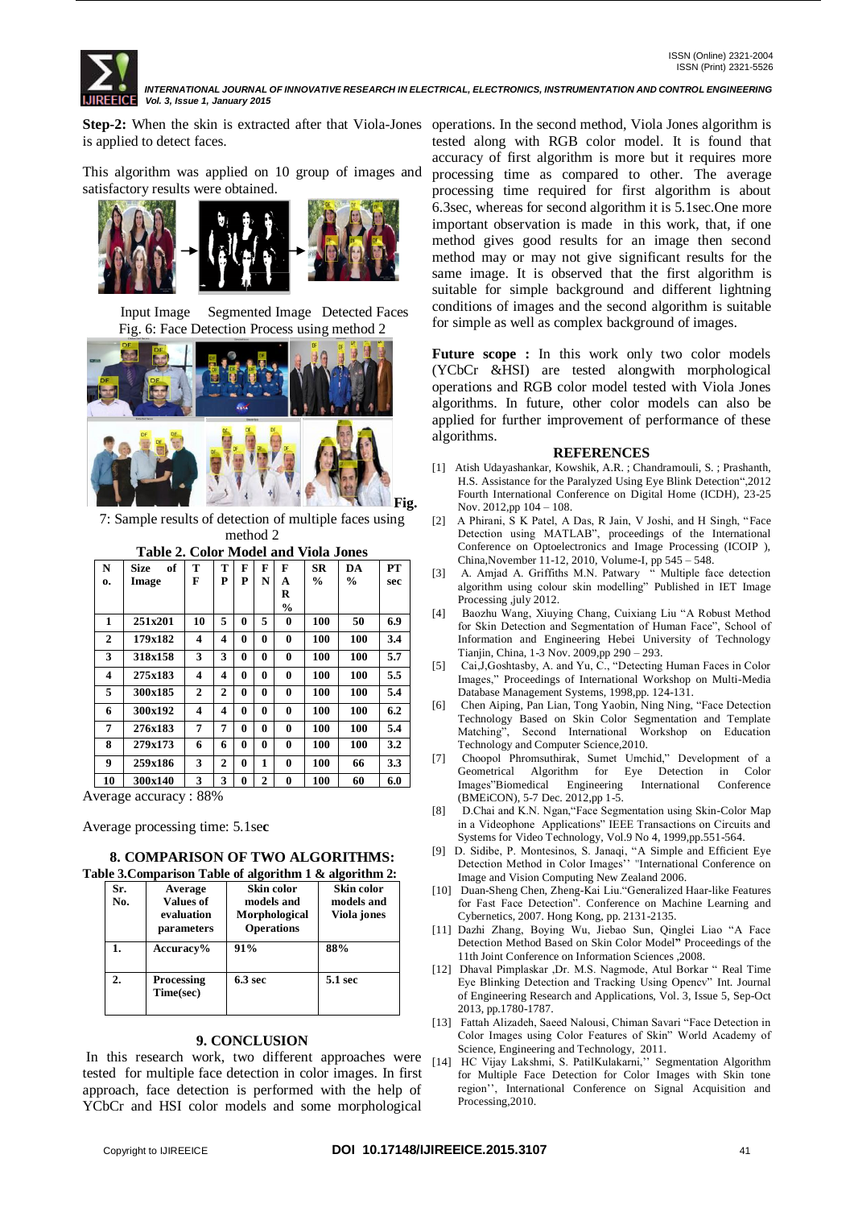**Step-2:** When the skin is extracted after that Viola-Jones is applied to detect faces.

This algorithm was applied on 10 group of images and satisfactory results were obtained.

Input Image Segmented Image Detected Faces

Fig. 6: Face Detection Process using method 2

Fig. 7: Sample results of detection of multiple faces using method 2

**Table 2. Color Model and Viola Jones**

| No. | Size of Image | TF | TP | FP | FN | FAR % | SR % | DA % | PT sec |
|---|---|---|---|---|---|---|---|---|---|
| 1 | 251x201 | 10 | 5 | 0 | 5 | 0 | 100 | 50 | 6.9 |
| 2 | 179x182 | 4 | 4 | 0 | 0 | 0 | 100 | 100 | 3.4 |
| 3 | 318x158 | 3 | 3 | 0 | 0 | 0 | 100 | 100 | 5.7 |
| 4 | 275x183 | 4 | 4 | 0 | 0 | 0 | 100 | 100 | 5.5 |
| 5 | 300x185 | 2 | 2 | 0 | 0 | 0 | 100 | 100 | 5.4 |
| 6 | 300x192 | 4 | 4 | 0 | 0 | 0 | 100 | 100 | 6.2 |
| 7 | 276x183 | 7 | 7 | 0 | 0 | 0 | 100 | 100 | 5.4 |
| 8 | 279x173 | 6 | 6 | 0 | 0 | 0 | 100 | 100 | 3.2 |
| 9 | 259x186 | 3 | 2 | 0 | 1 | 0 | 100 | 66 | 3.3 |
| 10 | 300x140 | 3 | 3 | 0 | 2 | 0 | 100 | 60 | 6.0 |

Average accuracy : 88%

Average processing time: 5.1sec

## 8. COMPARISON OF TWO ALGORITHMS:

**Table 3.Comparison Table of algorithm 1 & algorithm 2:**

| Sr. No. | Average Values of evaluation parameters | Skin color models and Morphological Operations | Skin color models and Viola jones |
|---|---|---|---|
| 1. | Accuracy% | 91% | 88% |
| 2. | Processing Time(sec) | 6.3 sec | 5.1 sec |

## 9. CONCLUSION

In this research work, two different approaches were tested for multiple face detection in color images. In first approach, face detection is performed with the help of YCbCr and HSI color models and some morphological operations. In the second method, Viola Jones algorithm is tested along with RGB color model. It is found that accuracy of first algorithm is more but it requires more processing time as compared to other. The average processing time required for first algorithm is about 6.3sec, whereas for second algorithm it is 5.1sec.One more important observation is made in this work, that, if one method gives good results for an image then second method may or may not give significant results for the same image. It is observed that the first algorithm is suitable for simple background and different lightning conditions of images and the second algorithm is suitable for simple as well as complex background of images.

**Future scope :** In this work only two color models (YCbCr &HSI) are tested alongwith morphological operations and RGB color model tested with Viola Jones algorithms. In future, other color models can also be applied for further improvement of performance of these algorithms.

## REFERENCES

[1] Atish Udayashankar, Kowshik, A.R. ; Chandramouli, S. ; Prashanth, H.S. Assistance for the Paralyzed Using Eye Blink Detection",2012 Fourth International Conference on Digital Home (ICDH), 23-25 Nov. 2012,pp 104 – 108.

[2] A Phirani, S K Patel, A Das, R Jain, V Joshi, and H Singh, "Face Detection using MATLAB", proceedings of the International Conference on Optoelectronics and Image Processing (ICOIP ), China,November 11-12, 2010, Volume-I, pp 545 – 548.

[3] A. Amjad A. Griffiths M.N. Patwary " Multiple face detection algorithm using colour skin modelling" Published in IET Image Processing ,july 2012.

[4] Baozhu Wang, Xiuying Chang, Cuixiang Liu "A Robust Method for Skin Detection and Segmentation of Human Face", School of Information and Engineering Hebei University of Technology Tianjin, China, 1-3 Nov. 2009,pp 290 – 293.

[5] Cai,J,Goshtasby, A. and Yu, C., "Detecting Human Faces in Color Images," Proceedings of International Workshop on Multi-Media Database Management Systems, 1998,pp. 124-131.

[6] Chen Aiping, Pan Lian, Tong Yaobin, Ning Ning, "Face Detection Technology Based on Skin Color Segmentation and Template Matching", Second International Workshop on Education Technology and Computer Science,2010.

[7] Choopol Phromsuthirak, Sumet Umchid," Development of a Geometrical Algorithm for Eye Detection in Color Images"Biomedical Engineering International Conference (BMEiCON), 5-7 Dec. 2012,pp 1-5.

[8] D.Chai and K.N. Ngan,"Face Segmentation using Skin-Color Map in a Videophone Applications" IEEE Transactions on Circuits and Systems for Video Technology, Vol.9 No 4, 1999,pp.551-564.

[9] D. Sidibe, P. Montesinos, S. Janaqi, "A Simple and Efficient Eye Detection Method in Color Images'' "International Conference on Image and Vision Computing New Zealand 2006.

[10] Duan-Sheng Chen, Zheng-Kai Liu."Generalized Haar-like Features for Fast Face Detection". Conference on Machine Learning and Cybernetics, 2007. Hong Kong, pp. 2131-2135.

[11] Dazhi Zhang, Boying Wu, Jiebao Sun, Qinglei Liao "A Face Detection Method Based on Skin Color Model**"** Proceedings of the 11th Joint Conference on Information Sciences ,2008.

[12] Dhaval Pimplaskar ,Dr. M.S. Nagmode, Atul Borkar " Real Time Eye Blinking Detection and Tracking Using Opencv" Int. Journal of Engineering Research and Applications, Vol. 3, Issue 5, Sep-Oct 2013, pp.1780-1787.

[13] Fattah Alizadeh, Saeed Nalousi, Chiman Savari "Face Detection in Color Images using Color Features of Skin" World Academy of Science, Engineering and Technology, 2011.

[14] HC Vijay Lakshmi, S. PatilKulakarni,'' Segmentation Algorithm for Multiple Face Detection for Color Images with Skin tone region'', International Conference on Signal Acquisition and Processing,2010.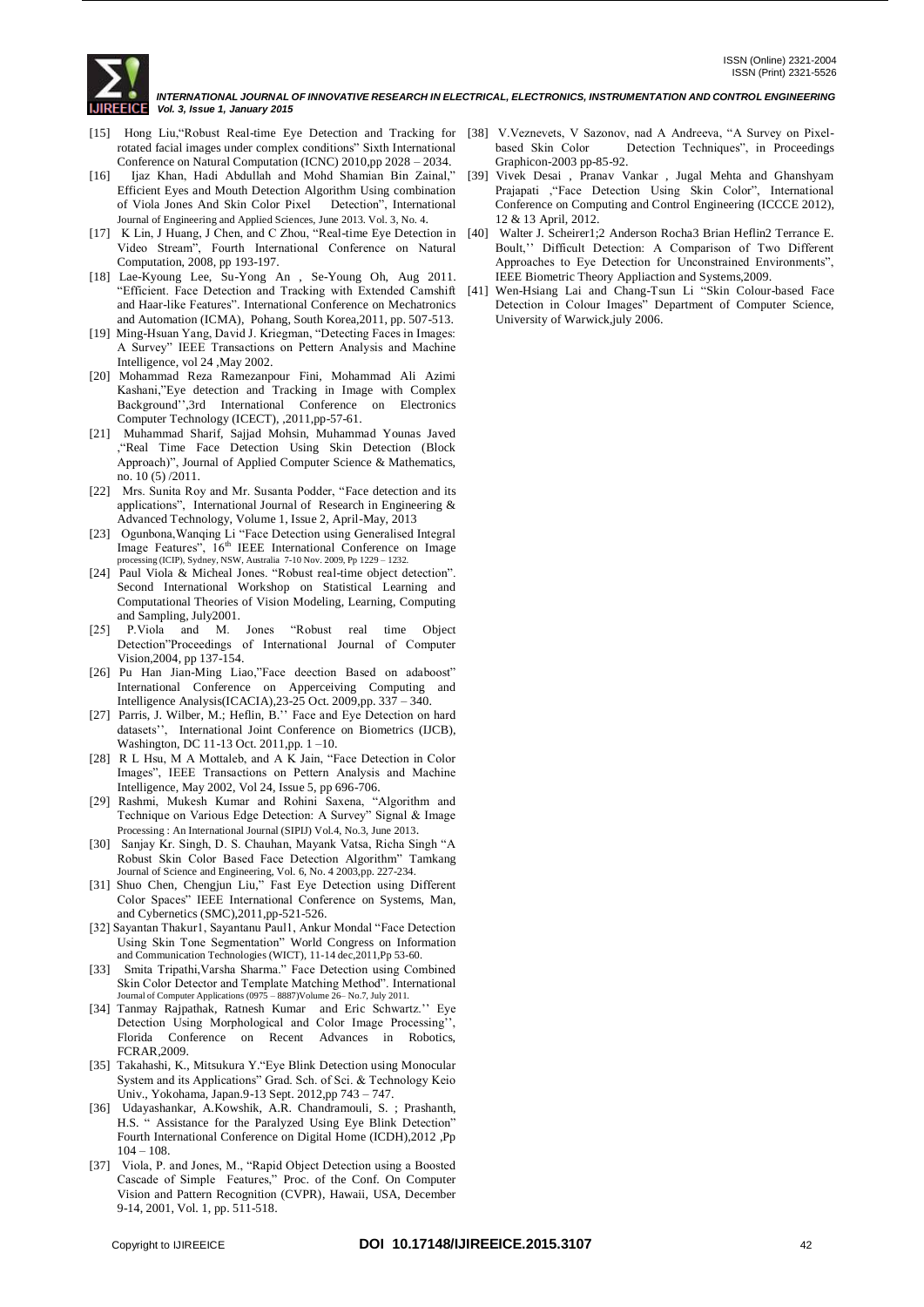[15] Hong Liu,"Robust Real-time Eye Detection and Tracking for rotated facial images under complex conditions" Sixth International Conference on Natural Computation (ICNC) 2010,pp 2028 – 2034.

[16] Ijaz Khan, Hadi Abdullah and Mohd Shamian Bin Zainal," Efficient Eyes and Mouth Detection Algorithm Using combination of Viola Jones And Skin Color Pixel Detection", International Journal of Engineering and Applied Sciences, June 2013. Vol. 3, No. 4.

[17] K Lin, J Huang, J Chen, and C Zhou, "Real-time Eye Detection in Video Stream", Fourth International Conference on Natural Computation, 2008, pp 193-197.

[18] Lae-Kyoung Lee, Su-Yong An , Se-Young Oh, Aug 2011. "Efficient. Face Detection and Tracking with Extended Camshift and Haar-like Features". International Conference on Mechatronics and Automation (ICMA), Pohang, South Korea,2011, pp. 507-513.

[19] Ming-Hsuan Yang, David J. Kriegman, "Detecting Faces in Images: A Survey" IEEE Transactions on Pettern Analysis and Machine Intelligence, vol 24 ,May 2002.

[20] Mohammad Reza Ramezanpour Fini, Mohammad Ali Azimi Kashani,"Eye detection and Tracking in Image with Complex Background'',3rd International Conference on Electronics Computer Technology (ICECT), ,2011,pp-57-61.

[21] Muhammad Sharif, Sajjad Mohsin, Muhammad Younas Javed ,"Real Time Face Detection Using Skin Detection (Block Approach)", Journal of Applied Computer Science & Mathematics, no. 10 (5) /2011.

[22] Mrs. Sunita Roy and Mr. Susanta Podder, "Face detection and its applications", International Journal of Research in Engineering & Advanced Technology, Volume 1, Issue 2, April-May, 2013

[23] Ogunbona,Wanqing Li "Face Detection using Generalised Integral Image Features", 16th IEEE International Conference on Image processing (ICIP), Sydney, NSW, Australia 7-10 Nov. 2009, Pp 1229 – 1232.

[24] Paul Viola & Micheal Jones. "Robust real-time object detection". Second International Workshop on Statistical Learning and Computational Theories of Vision Modeling, Learning, Computing and Sampling, July2001.

[25] P.Viola and M. Jones "Robust real time Object Detection"Proceedings of International Journal of Computer Vision,2004, pp 137-154.

[26] Pu Han Jian-Ming Liao,"Face deection Based on adaboost" International Conference on Apperceiving Computing and Intelligence Analysis(ICACIA),23-25 Oct. 2009,pp. 337 – 340.

[27] Parris, J. Wilber, M.; Heflin, B.'' Face and Eye Detection on hard datasets'', International Joint Conference on Biometrics (IJCB), Washington, DC 11-13 Oct. 2011,pp. 1 –10.

[28] R L Hsu, M A Mottaleb, and A K Jain, "Face Detection in Color Images", IEEE Transactions on Pettern Analysis and Machine Intelligence, May 2002, Vol 24, Issue 5, pp 696-706.

[29] Rashmi, Mukesh Kumar and Rohini Saxena, "Algorithm and Technique on Various Edge Detection: A Survey" Signal & Image Processing : An International Journal (SIPIJ) Vol.4, No.3, June 2013.

[30] Sanjay Kr. Singh, D. S. Chauhan, Mayank Vatsa, Richa Singh "A Robust Skin Color Based Face Detection Algorithm" Tamkang Journal of Science and Engineering, Vol. 6, No. 4 2003,pp. 227-234.

[31] Shuo Chen, Chengjun Liu," Fast Eye Detection using Different Color Spaces" IEEE International Conference on Systems, Man, and Cybernetics (SMC),2011,pp-521-526.

[32] Sayantan Thakur1, Sayantanu Paul1, Ankur Mondal "Face Detection Using Skin Tone Segmentation" World Congress on Information and Communication Technologies (WICT), 11-14 dec,2011,Pp 53-60.

[33] Smita Tripathi,Varsha Sharma." Face Detection using Combined Skin Color Detector and Template Matching Method". International Journal of Computer Applications (0975 – 8887)Volume 26– No.7, July 2011.

[34] Tanmay Rajpathak, Ratnesh Kumar and Eric Schwartz.'' Eye Detection Using Morphological and Color Image Processing'', Florida Conference on Recent Advances in Robotics, FCRAR,2009.

[35] Takahashi, K., Mitsukura Y."Eye Blink Detection using Monocular System and its Applications" Grad. Sch. of Sci. & Technology Keio Univ., Yokohama, Japan.9-13 Sept. 2012,pp 743 – 747.

[36] Udayashankar, A.Kowshik, A.R. Chandramouli, S. ; Prashanth, H.S. " Assistance for the Paralyzed Using Eye Blink Detection" Fourth International Conference on Digital Home (ICDH),2012 ,Pp 104 – 108.

[37] Viola, P. and Jones, M., "Rapid Object Detection using a Boosted Cascade of Simple Features," Proc. of the Conf. On Computer Vision and Pattern Recognition (CVPR), Hawaii, USA, December 9-14, 2001, Vol. 1, pp. 511-518.

[38] V.Veznevets, V Sazonov, nad A Andreeva, "A Survey on Pixel-based Skin Color Detection Techniques", in Proceedings Graphicon-2003 pp-85-92.

[39] Vivek Desai , Pranav Vankar , Jugal Mehta and Ghanshyam Prajapati ,"Face Detection Using Skin Color", International Conference on Computing and Control Engineering (ICCCE 2012), 12 & 13 April, 2012.

[40] Walter J. Scheirer1;2 Anderson Rocha3 Brian Heflin2 Terrance E. Boult,'' Difficult Detection: A Comparison of Two Different Approaches to Eye Detection for Unconstrained Environments", IEEE Biometric Theory Appliaction and Systems,2009.

[41] Wen-Hsiang Lai and Chang-Tsun Li "Skin Colour-based Face Detection in Colour Images" Department of Computer Science, University of Warwick,july 2006.